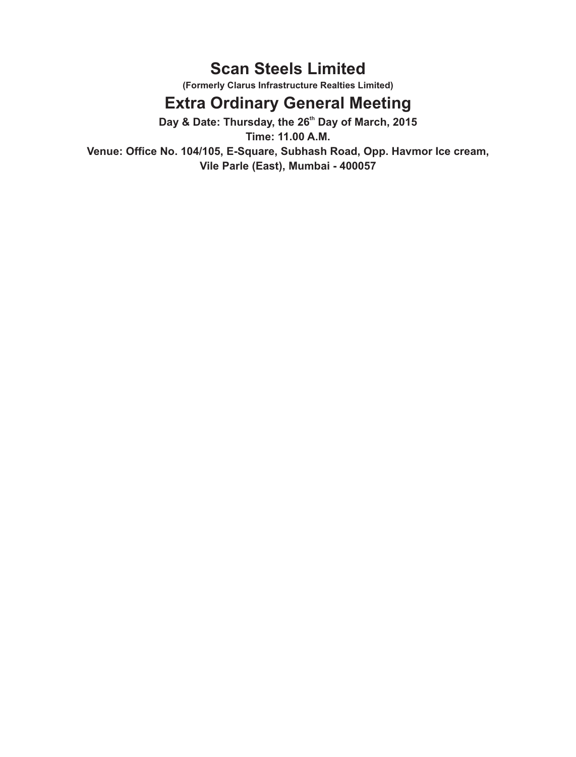# Scan Steels Limited

**(Formerly Clarus Infrastructure Realties Limited)**

# Extra Ordinary General Meeting

**Day & Date: Thursday, the 26th Day of March, 2015**

**Time: 11.00 A.M.**

**Venue: Office No. 104/105, E-Square, Subhash Road, Opp. Havmor Ice cream, Vile Parle (East), Mumbai - 400057**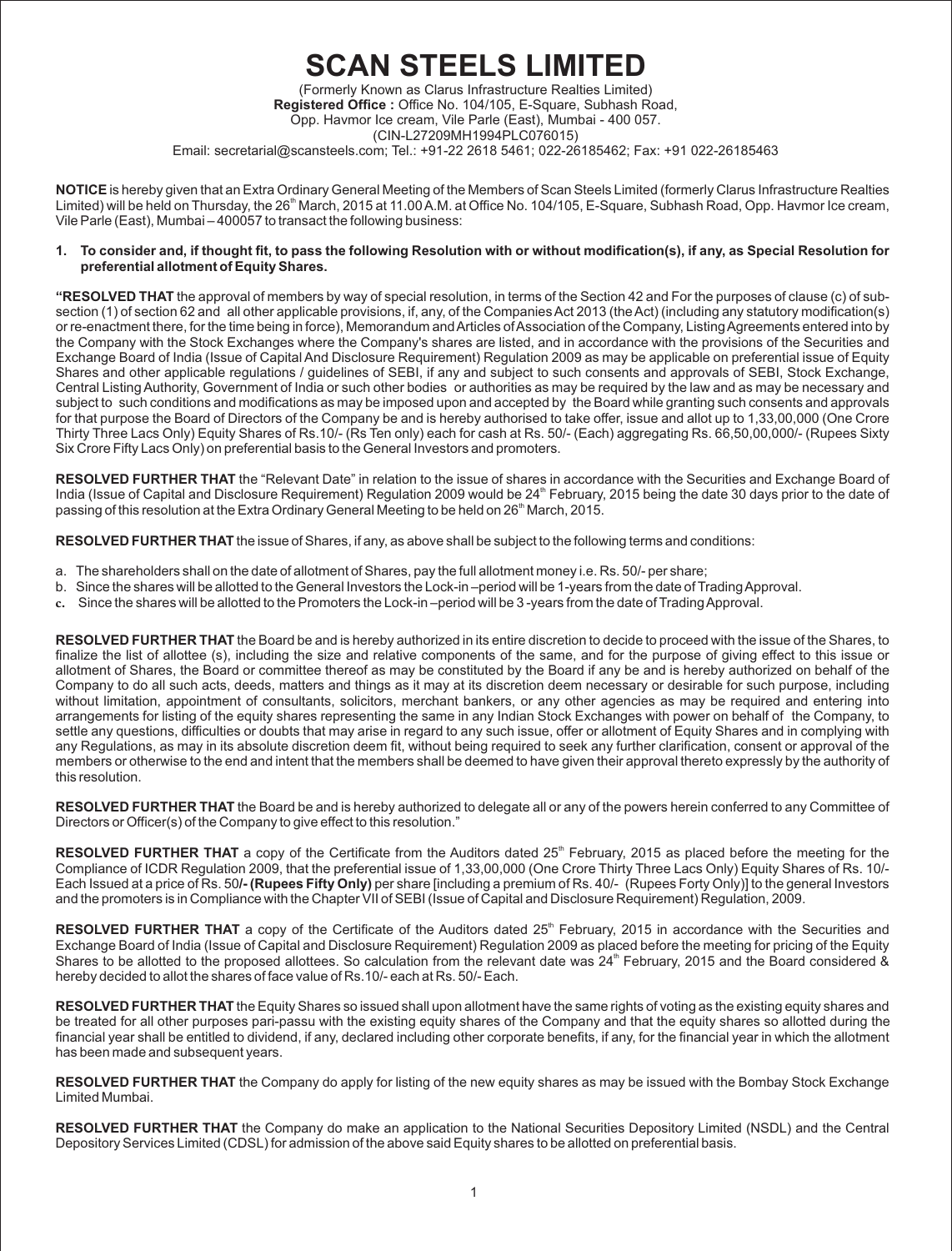# SCAN STEELS LIMITED

(Formerly Known as Clarus Infrastructure Realties Limited)
**Registered Office :** Office No. 104/105, E-Square, Subhash Road,
Opp. Havmor Ice cream, Vile Parle (East), Mumbai - 400 057.
(CIN-L27209MH1994PLC076015)
Email: secretarial@scansteels.com; Tel.: +91-22 2618 5461; 022-26185462; Fax: +91 022-26185463

**NOTICE** is hereby given that an Extra Ordinary General Meeting of the Members of Scan Steels Limited (formerly Clarus Infrastructure Realties Limited) will be held on Thursday, the 26th March, 2015 at 11.00 A.M. at Office No. 104/105, E-Square, Subhash Road, Opp. Havmor Ice cream, Vile Parle (East), Mumbai – 400057 to transact the following business:

1. **To consider and, if thought fit, to pass the following Resolution with or without modification(s), if any, as Special Resolution for preferential allotment of Equity Shares.**

**"RESOLVED THAT** the approval of members by way of special resolution, in terms of the Section 42 and For the purposes of clause (c) of sub-section (1) of section 62 and all other applicable provisions, if, any, of the Companies Act 2013 (the Act) (including any statutory modification(s) or re-enactment there, for the time being in force), Memorandum and Articles of Association of the Company, Listing Agreements entered into by the Company with the Stock Exchanges where the Company's shares are listed, and in accordance with the provisions of the Securities and Exchange Board of India (Issue of Capital And Disclosure Requirement) Regulation 2009 as may be applicable on preferential issue of Equity Shares and other applicable regulations / guidelines of SEBI, if any and subject to such consents and approvals of SEBI, Stock Exchange, Central Listing Authority, Government of India or such other bodies or authorities as may be required by the law and as may be necessary and subject to such conditions and modifications as may be imposed upon and accepted by the Board while granting such consents and approvals for that purpose the Board of Directors of the Company be and is hereby authorised to take offer, issue and allot up to 1,33,00,000 (One Crore Thirty Three Lacs Only) Equity Shares of Rs.10/- (Rs Ten only) each for cash at Rs. 50/- (Each) aggregating Rs. 66,50,00,000/- (Rupees Sixty Six Crore Fifty Lacs Only) on preferential basis to the General Investors and promoters.

**RESOLVED FURTHER THAT** the "Relevant Date" in relation to the issue of shares in accordance with the Securities and Exchange Board of India (Issue of Capital and Disclosure Requirement) Regulation 2009 would be 24th February, 2015 being the date 30 days prior to the date of passing of this resolution at the Extra Ordinary General Meeting to be held on 26th March, 2015.

**RESOLVED FURTHER THAT** the issue of Shares, if any, as above shall be subject to the following terms and conditions:

a. The shareholders shall on the date of allotment of Shares, pay the full allotment money i.e. Rs. 50/- per share;
b. Since the shares will be allotted to the General Investors the Lock-in –period will be 1-years from the date of Trading Approval.
c. Since the shares will be allotted to the Promoters the Lock-in –period will be 3 -years from the date of Trading Approval.

**RESOLVED FURTHER THAT** the Board be and is hereby authorized in its entire discretion to decide to proceed with the issue of the Shares, to finalize the list of allottee (s), including the size and relative components of the same, and for the purpose of giving effect to this issue or allotment of Shares, the Board or committee thereof as may be constituted by the Board if any be and is hereby authorized on behalf of the Company to do all such acts, deeds, matters and things as it may at its discretion deem necessary or desirable for such purpose, including without limitation, appointment of consultants, solicitors, merchant bankers, or any other agencies as may be required and entering into arrangements for listing of the equity shares representing the same in any Indian Stock Exchanges with power on behalf of the Company, to settle any questions, difficulties or doubts that may arise in regard to any such issue, offer or allotment of Equity Shares and in complying with any Regulations, as may in its absolute discretion deem fit, without being required to seek any further clarification, consent or approval of the members or otherwise to the end and intent that the members shall be deemed to have given their approval thereto expressly by the authority of this resolution.

**RESOLVED FURTHER THAT** the Board be and is hereby authorized to delegate all or any of the powers herein conferred to any Committee of Directors or Officer(s) of the Company to give effect to this resolution."

**RESOLVED FURTHER THAT** a copy of the Certificate from the Auditors dated 25th February, 2015 as placed before the meeting for the Compliance of ICDR Regulation 2009, that the preferential issue of 1,33,00,000 (One Crore Thirty Three Lacs Only) Equity Shares of Rs. 10/- Each Issued at a price of Rs. 50**/- (Rupees Fifty Only)** per share [including a premium of Rs. 40/- (Rupees Forty Only)] to the general Investors and the promoters is in Compliance with the Chapter VII of SEBI (Issue of Capital and Disclosure Requirement) Regulation, 2009.

**RESOLVED FURTHER THAT** a copy of the Certificate of the Auditors dated 25th February, 2015 in accordance with the Securities and Exchange Board of India (Issue of Capital And Disclosure Requirement) Regulation 2009 as placed before the meeting for pricing of the Equity Shares to be allotted to the proposed allottees. So calculation from the relevant date was 24th February, 2015 and the Board considered & hereby decided to allot the shares of face value of Rs.10/- each at Rs. 50/- Each.

**RESOLVED FURTHER THAT** the Equity Shares so issued shall upon allotment have the same rights of voting as the existing equity shares and be treated for all other purposes pari-passu with the existing equity shares of the Company and that the equity shares so allotted during the financial year shall be entitled to dividend, if any, declared including other corporate benefits, if any, for the financial year in which the allotment has been made and subsequent years.

**RESOLVED FURTHER THAT** the Company do apply for listing of the new equity shares as may be issued with the Bombay Stock Exchange Limited Mumbai.

**RESOLVED FURTHER THAT** the Company do make an application to the National Securities Depository Limited (NSDL) and the Central Depository Services Limited (CDSL) for admission of the above said Equity shares to be allotted on preferential basis.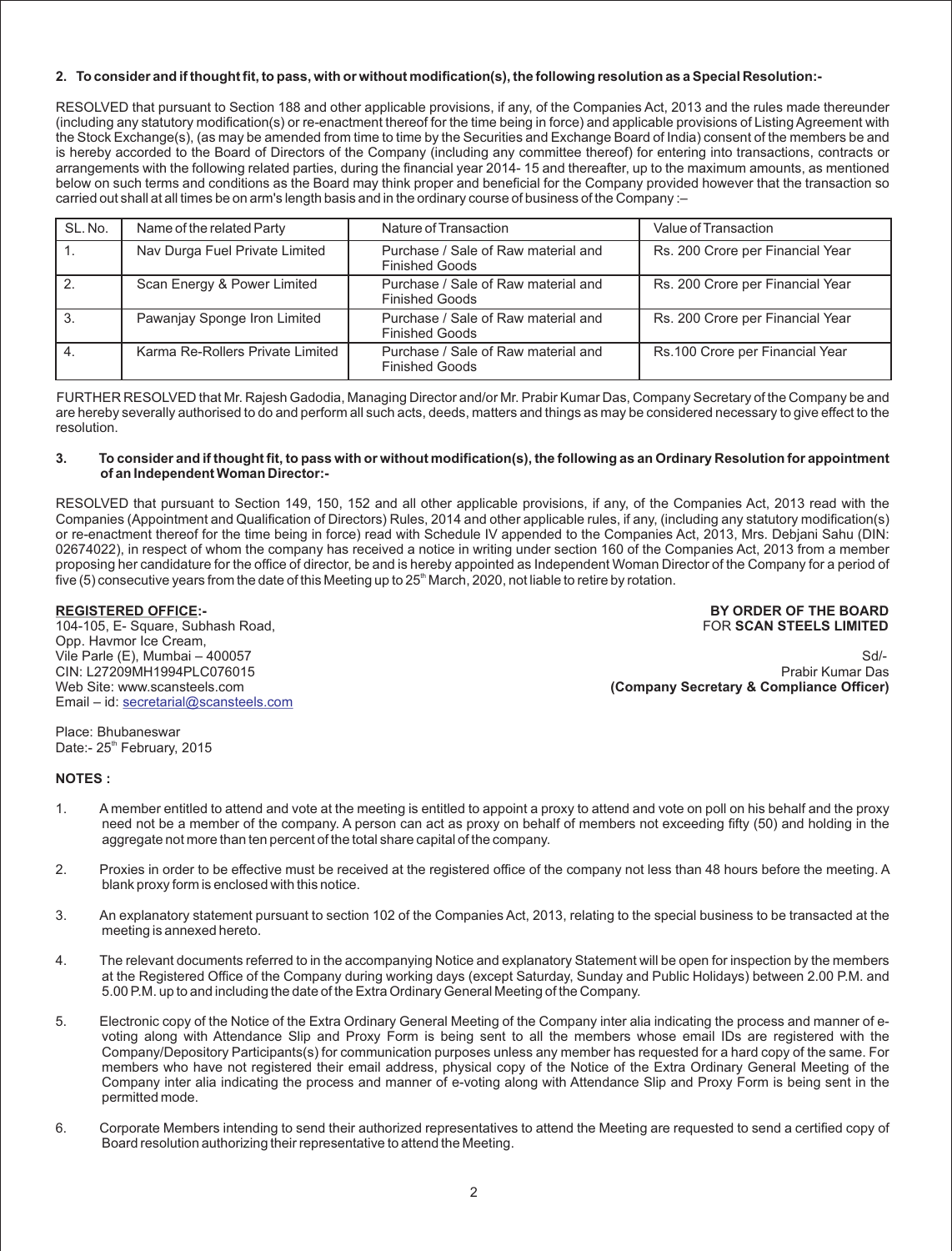**2. To consider and if thought fit, to pass, with or without modification(s), the following resolution as a Special Resolution:-**

RESOLVED that pursuant to Section 188 and other applicable provisions, if any, of the Companies Act, 2013 and the rules made thereunder (including any statutory modification(s) or re-enactment thereof for the time being in force) and applicable provisions of Listing Agreement with the Stock Exchange(s), (as may be amended from time to time by the Securities and Exchange Board of India) consent of the members be and is hereby accorded to the Board of Directors of the Company (including any committee thereof) for entering into transactions, contracts or arrangements with the following related parties, during the financial year 2014- 15 and thereafter, up to the maximum amounts, as mentioned below on such terms and conditions as the Board may think proper and beneficial for the Company provided however that the transaction so carried out shall at all times be on arm's length basis and in the ordinary course of business of the Company :–

| SL. No. | Name of the related Party | Nature of Transaction | Value of Transaction |
|---|---|---|---|
| 1. | Nav Durga Fuel Private Limited | Purchase / Sale of Raw material and Finished Goods | Rs. 200 Crore per Financial Year |
| 2. | Scan Energy & Power Limited | Purchase / Sale of Raw material and Finished Goods | Rs. 200 Crore per Financial Year |
| 3. | Pawanjay Sponge Iron Limited | Purchase / Sale of Raw material and Finished Goods | Rs. 200 Crore per Financial Year |
| 4. | Karma Re-Rollers Private Limited | Purchase / Sale of Raw material and Finished Goods | Rs.100 Crore per Financial Year |

FURTHER RESOLVED that Mr. Rajesh Gadodia, Managing Director and/or Mr. Prabir Kumar Das, Company Secretary of the Company be and are hereby severally authorised to do and perform all such acts, deeds, matters and things as may be considered necessary to give effect to the resolution.

**3. To consider and if thought fit, to pass with or without modification(s), the following as an Ordinary Resolution for appointment of an Independent Woman Director:-**

RESOLVED that pursuant to Section 149, 150, 152 and all other applicable provisions, if any, of the Companies Act, 2013 read with the Companies (Appointment and Qualification of Directors) Rules, 2014 and other applicable rules, if any, (including any statutory modification(s) or re-enactment thereof for the time being in force) read with Schedule IV appended to the Companies Act, 2013, Mrs. Debjani Sahu (DIN: 02674022), in respect of whom the company has received a notice in writing under section 160 of the Companies Act, 2013 from a member proposing her candidature for the office of director, be and is hereby appointed as Independent Woman Director of the Company for a period of five (5) consecutive years from the date of this Meeting up to 25th March, 2020, not liable to retire by rotation.

**REGISTERED OFFICE:-**
104-105, E- Square, Subhash Road,
Opp. Havmor Ice Cream,
Vile Parle (E), Mumbai – 400057
CIN: L27209MH1994PLC076015
Web Site: www.scansteels.com
Email – id: secretarial@scansteels.com

**BY ORDER OF THE BOARD**
FOR **SCAN STEELS LIMITED**

Sd/-
Prabir Kumar Das
**(Company Secretary & Compliance Officer)**

Place: Bhubaneswar
Date:- 25th February, 2015

**NOTES :**

1. A member entitled to attend and vote at the meeting is entitled to appoint a proxy to attend and vote on poll on his behalf and the proxy need not be a member of the company. A person can act as proxy on behalf of members not exceeding fifty (50) and holding in the aggregate not more than ten percent of the total share capital of the company.

2. Proxies in order to be effective must be received at the registered office of the company not less than 48 hours before the meeting. A blank proxy form is enclosed with this notice.

3. An explanatory statement pursuant to section 102 of the Companies Act, 2013, relating to the special business to be transacted at the meeting is annexed hereto.

4. The relevant documents referred to in the accompanying Notice and explanatory Statement will be open for inspection by the members at the Registered Office of the Company during working days (except Saturday, Sunday and Public Holidays) between 2.00 P.M. and 5.00 P.M. up to and including the date of the Extra Ordinary General Meeting of the Company.

5. Electronic copy of the Notice of the Extra Ordinary General Meeting of the Company inter alia indicating the process and manner of e-voting along with Attendance Slip and Proxy Form is being sent to all the members whose email IDs are registered with the Company/Depository Participants(s) for communication purposes unless any member has requested for a hard copy of the same. For members who have not registered their email address, physical copy of the Notice of the Extra Ordinary General Meeting of the Company inter alia indicating the process and manner of e-voting along with Attendance Slip and Proxy Form is being sent in the permitted mode.

6. Corporate Members intending to send their authorized representatives to attend the Meeting are requested to send a certified copy of Board resolution authorizing their representative to attend the Meeting.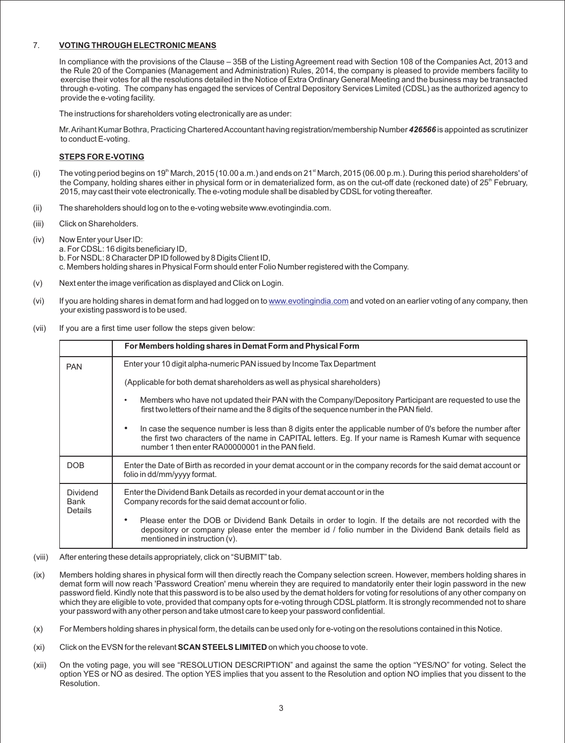## 7. VOTING THROUGH ELECTRONIC MEANS

In compliance with the provisions of the Clause – 35B of the Listing Agreement read with Section 108 of the Companies Act, 2013 and the Rule 20 of the Companies (Management and Administration) Rules, 2014, the company is pleased to provide members facility to exercise their votes for all the resolutions detailed in the Notice of Extra Ordinary General Meeting and the business may be transacted through e-voting. The company has engaged the services of Central Depository Services Limited (CDSL) as the authorized agency to provide the e-voting facility.

The instructions for shareholders voting electronically are as under:

Mr. Arihant Kumar Bothra, Practicing Chartered Accountant having registration/membership Number ***426566*** is appointed as scrutinizer to conduct E-voting.

### STEPS FOR E-VOTING

(i) The voting period begins on 19th March, 2015 (10.00 a.m.) and ends on 21st March, 2015 (06.00 p.m.). During this period shareholders' of the Company, holding shares either in physical form or in dematerialized form, as on the cut-off date (reckoned date) of 25th February, 2015, may cast their vote electronically. The e-voting module shall be disabled by CDSL for voting thereafter.

(ii) The shareholders should log on to the e-voting website www.evotingindia.com.

(iii) Click on Shareholders.

(iv) Now Enter your User ID:
a. For CDSL: 16 digits beneficiary ID,
b. For NSDL: 8 Character DP ID followed by 8 Digits Client ID,
c. Members holding shares in Physical Form should enter Folio Number registered with the Company.

(v) Next enter the image verification as displayed and Click on Login.

(vi) If you are holding shares in demat form and had logged on to www.evotingindia.com and voted on an earlier voting of any company, then your existing password is to be used.

(vii) If you are a first time user follow the steps given below:

| | For Members holding shares in Demat Form and Physical Form |
|---|---|
| PAN | Enter your 10 digit alpha-numeric PAN issued by Income Tax Department<br><br>(Applicable for both demat shareholders as well as physical shareholders)<br><br>• Members who have not updated their PAN with the Company/Depository Participant are requested to use the first two letters of their name and the 8 digits of the sequence number in the PAN field.<br><br>• In case the sequence number is less than 8 digits enter the applicable number of 0's before the number after the first two characters of the name in CAPITAL letters. Eg. If your name is Ramesh Kumar with sequence number 1 then enter RA00000001 in the PAN field. |
| DOB | Enter the Date of Birth as recorded in your demat account or in the company records for the said demat account or folio in dd/mm/yyyy format. |
| Dividend Bank Details | Enter the Dividend Bank Details as recorded in your demat account or in the Company records for the said demat account or folio.<br><br>• Please enter the DOB or Dividend Bank Details in order to login. If the details are not recorded with the depository or company please enter the member id / folio number in the Dividend Bank details field as mentioned in instruction (v). |

(viii) After entering these details appropriately, click on "SUBMIT" tab.

(ix) Members holding shares in physical form will then directly reach the Company selection screen. However, members holding shares in demat form will now reach 'Password Creation' menu wherein they are required to mandatorily enter their login password in the new password field. Kindly note that this password is to be also used by the demat holders for voting for resolutions of any other company on which they are eligible to vote, provided that company opts for e-voting through CDSL platform. It is strongly recommended not to share your password with any other person and take utmost care to keep your password confidential.

(x) For Members holding shares in physical form, the details can be used only for e-voting on the resolutions contained in this Notice.

(xi) Click on the EVSN for the relevant **SCAN STEELS LIMITED** on which you choose to vote.

(xii) On the voting page, you will see "RESOLUTION DESCRIPTION" and against the same the option "YES/NO" for voting. Select the option YES or NO as desired. The option YES implies that you assent to the Resolution and option NO implies that you dissent to the Resolution.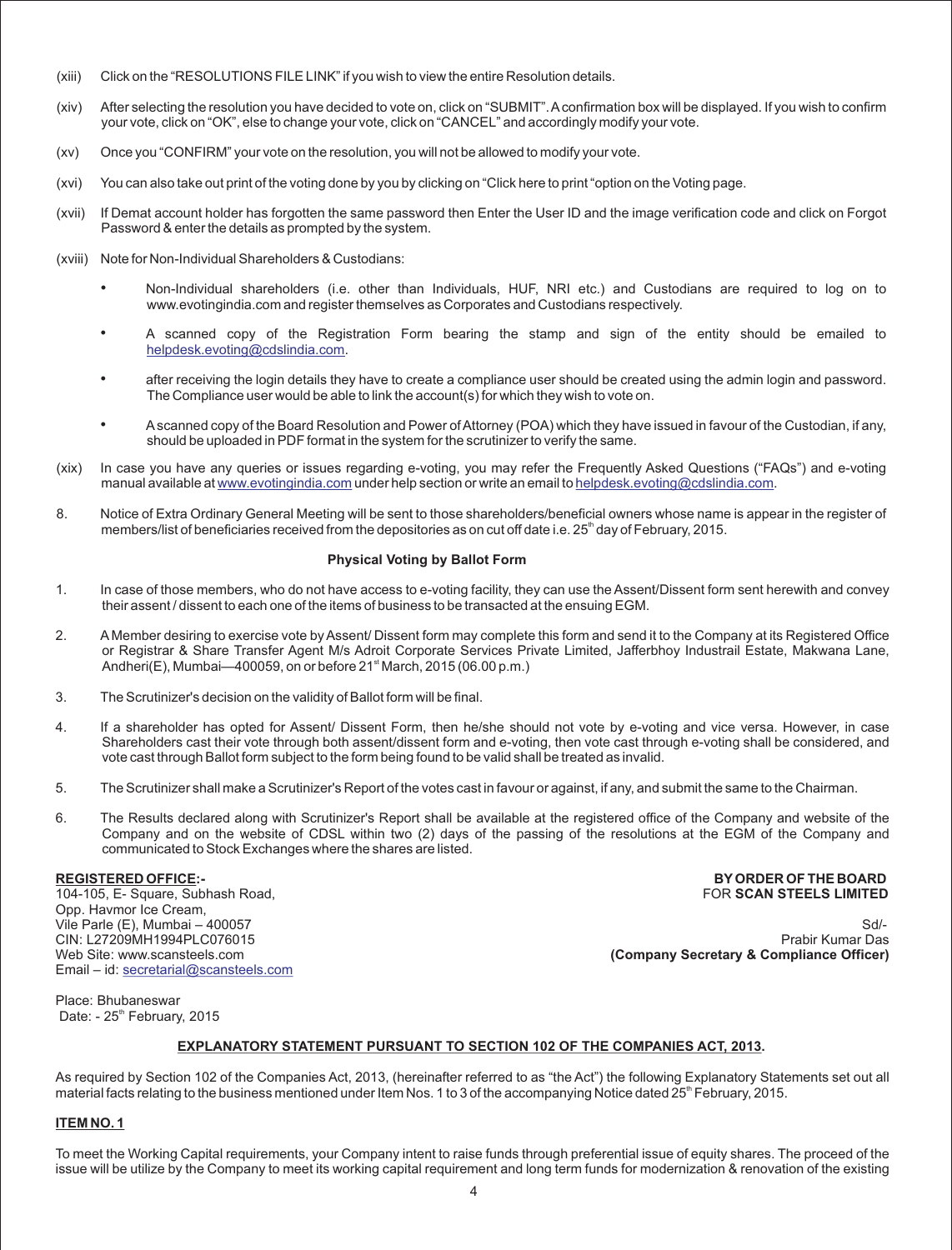(xiii) Click on the "RESOLUTIONS FILE LINK" if you wish to view the entire Resolution details.

(xiv) After selecting the resolution you have decided to vote on, click on "SUBMIT". A confirmation box will be displayed. If you wish to confirm your vote, click on "OK", else to change your vote, click on "CANCEL" and accordingly modify your vote.

(xv) Once you "CONFIRM" your vote on the resolution, you will not be allowed to modify your vote.

(xvi) You can also take out print of the voting done by you by clicking on "Click here to print "option on the Voting page.

(xvii) If Demat account holder has forgotten the same password then Enter the User ID and the image verification code and click on Forgot Password & enter the details as prompted by the system.

(xviii) Note for Non-Individual Shareholders & Custodians:

- Non-Individual shareholders (i.e. other than Individuals, HUF, NRI etc.) and Custodians are required to log on to www.evotingindia.com and register themselves as Corporates and Custodians respectively.
- A scanned copy of the Registration Form bearing the stamp and sign of the entity should be emailed to helpdesk.evoting@cdslindia.com.
- after receiving the login details they have to create a compliance user should be created using the admin login and password. The Compliance user would be able to link the account(s) for which they wish to vote on.
- A scanned copy of the Board Resolution and Power of Attorney (POA) which they have issued in favour of the Custodian, if any, should be uploaded in PDF format in the system for the scrutinizer to verify the same.

(xix) In case you have any queries or issues regarding e-voting, you may refer the Frequently Asked Questions ("FAQs") and e-voting manual available at www.evotingindia.com under help section or write an email to helpdesk.evoting@cdslindia.com.

8. Notice of Extra Ordinary General Meeting will be sent to those shareholders/beneficial owners whose name is appear in the register of members/list of beneficiaries received from the depositories as on cut off date i.e. 25th day of February, 2015.

**Physical Voting by Ballot Form**

1. In case of those members, who do not have access to e-voting facility, they can use the Assent/Dissent form sent herewith and convey their assent / dissent to each one of the items of business to be transacted at the ensuing EGM.

2. A Member desiring to exercise vote by Assent/ Dissent form may complete this form and send it to the Company at its Registered Office or Registrar & Share Transfer Agent M/s Adroit Corporate Services Private Limited, Jafferbhoy Industrail Estate, Makwana Lane, Andheri(E), Mumbai—400059, on or before 21st March, 2015 (06.00 p.m.)

3. The Scrutinizer's decision on the validity of Ballot form will be final.

4. If a shareholder has opted for Assent/ Dissent Form, then he/she should not vote by e-voting and vice versa. However, in case Shareholders cast their vote through both assent/dissent form and e-voting, then vote cast through e-voting shall be considered, and vote cast through Ballot form subject to the form being found to be valid shall be treated as invalid.

5. The Scrutinizer shall make a Scrutinizer's Report of the votes cast in favour or against, if any, and submit the same to the Chairman.

6. The Results declared along with Scrutinizer's Report shall be available at the registered office of the Company and website of the Company and on the website of CDSL within two (2) days of the passing of the resolutions at the EGM of the Company and communicated to Stock Exchanges where the shares are listed.

**REGISTERED OFFICE:-**
104-105, E- Square, Subhash Road,
Opp. Havmor Ice Cream,
Vile Parle (E), Mumbai – 400057
CIN: L27209MH1994PLC076015
Web Site: www.scansteels.com
Email – id: secretarial@scansteels.com

**BY ORDER OF THE BOARD**
FOR **SCAN STEELS LIMITED**

Sd/-
Prabir Kumar Das
**(Company Secretary & Compliance Officer)**

Place: Bhubaneswar
Date: - 25th February, 2015

**EXPLANATORY STATEMENT PURSUANT TO SECTION 102 OF THE COMPANIES ACT, 2013.**

As required by Section 102 of the Companies Act, 2013, (hereinafter referred to as "the Act") the following Explanatory Statements set out all material facts relating to the business mentioned under Item Nos. 1 to 3 of the accompanying Notice dated 25th February, 2015.

**ITEM NO. 1**

To meet the Working Capital requirements, your Company intent to raise funds through preferential issue of equity shares. The proceed of the issue will be utilize by the Company to meet its working capital requirement and long term funds for modernization & renovation of the existing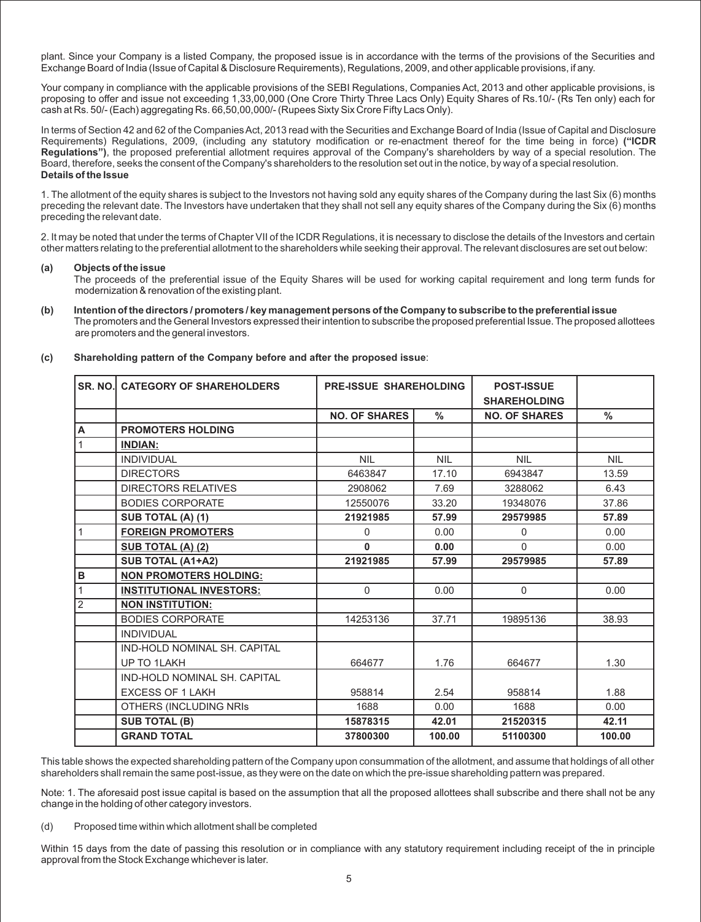plant. Since your Company is a listed Company, the proposed issue is in accordance with the terms of the provisions of the Securities and Exchange Board of India (Issue of Capital & Disclosure Requirements), Regulations, 2009, and other applicable provisions, if any.

Your company in compliance with the applicable provisions of the SEBI Regulations, Companies Act, 2013 and other applicable provisions, is proposing to offer and issue not exceeding 1,33,00,000 (One Crore Thirty Three Lacs Only) Equity Shares of Rs.10/- (Rs Ten only) each for cash at Rs. 50/- (Each) aggregating Rs. 66,50,00,000/- (Rupees Sixty Six Crore Fifty Lacs Only).

In terms of Section 42 and 62 of the Companies Act, 2013 read with the Securities and Exchange Board of India (Issue of Capital and Disclosure Requirements) Regulations, 2009, (including any statutory modification or re-enactment thereof for the time being in force) **("ICDR Regulations")**, the proposed preferential allotment requires approval of the Company's shareholders by way of a special resolution. The Board, therefore, seeks the consent of the Company's shareholders to the resolution set out in the notice, by way of a special resolution.

**Details of the Issue**

1. The allotment of the equity shares is subject to the Investors not having sold any equity shares of the Company during the last Six (6) months preceding the relevant date. The Investors have undertaken that they shall not sell any equity shares of the Company during the Six (6) months preceding the relevant date.

2. It may be noted that under the terms of Chapter VII of the ICDR Regulations, it is necessary to disclose the details of the Investors and certain other matters relating to the preferential allotment to the shareholders while seeking their approval. The relevant disclosures are set out below:

**(a) Objects of the issue**

The proceeds of the preferential issue of the Equity Shares will be used for working capital requirement and long term funds for modernization & renovation of the existing plant.

**(b) Intention of the directors / promoters / key management persons of the Company to subscribe to the preferential issue**

The promoters and the General Investors expressed their intention to subscribe the proposed preferential Issue. The proposed allottees are promoters and the general investors.

**(c) Shareholding pattern of the Company before and after the proposed issue**:

| SR. NO. | CATEGORY OF SHAREHOLDERS | PRE-ISSUE SHAREHOLDING | | POST-ISSUE SHAREHOLDING | |
|---|---|---|---|---|---|
| | | NO. OF SHARES | % | NO. OF SHARES | % |
| A | **PROMOTERS HOLDING** | | | | |
| 1 | **INDIAN:** | | | | |
| | INDIVIDUAL | NIL | NIL | NIL | NIL |
| | DIRECTORS | 6463847 | 17.10 | 6943847 | 13.59 |
| | DIRECTORS RELATIVES | 2908062 | 7.69 | 3288062 | 6.43 |
| | BODIES CORPORATE | 12550076 | 33.20 | 19348076 | 37.86 |
| | **SUB TOTAL (A) (1)** | **21921985** | **57.99** | **29579985** | **57.89** |
| 1 | **FOREIGN PROMOTERS** | 0 | 0.00 | 0 | 0.00 |
| | **SUB TOTAL (A) (2)** | **0** | **0.00** | 0 | 0.00 |
| | **SUB TOTAL (A1+A2)** | **21921985** | **57.99** | **29579985** | **57.89** |
| B | **NON PROMOTERS HOLDING:** | | | | |
| 1 | **INSTITUTIONAL INVESTORS:** | 0 | 0.00 | 0 | 0.00 |
| 2 | **NON INSTITUTION:** | | | | |
| | BODIES CORPORATE | 14253136 | 37.71 | 19895136 | 38.93 |
| | INDIVIDUAL | | | | |
| | IND-HOLD NOMINAL SH. CAPITAL UP TO 1LAKH | 664677 | 1.76 | 664677 | 1.30 |
| | IND-HOLD NOMINAL SH. CAPITAL EXCESS OF 1 LAKH | 958814 | 2.54 | 958814 | 1.88 |
| | OTHERS (INCLUDING NRIs | 1688 | 0.00 | 1688 | 0.00 |
| | **SUB TOTAL (B)** | **15878315** | **42.01** | **21520315** | **42.11** |
| | **GRAND TOTAL** | **37800300** | **100.00** | **51100300** | **100.00** |

This table shows the expected shareholding pattern of the Company upon consummation of the allotment, and assume that holdings of all other shareholders shall remain the same post-issue, as they were on the date on which the pre-issue shareholding pattern was prepared.

Note: 1. The aforesaid post issue capital is based on the assumption that all the proposed allottees shall subscribe and there shall not be any change in the holding of other category investors.

(d) Proposed time within which allotment shall be completed

Within 15 days from the date of passing this resolution or in compliance with any statutory requirement including receipt of the in principle approval from the Stock Exchange whichever is later.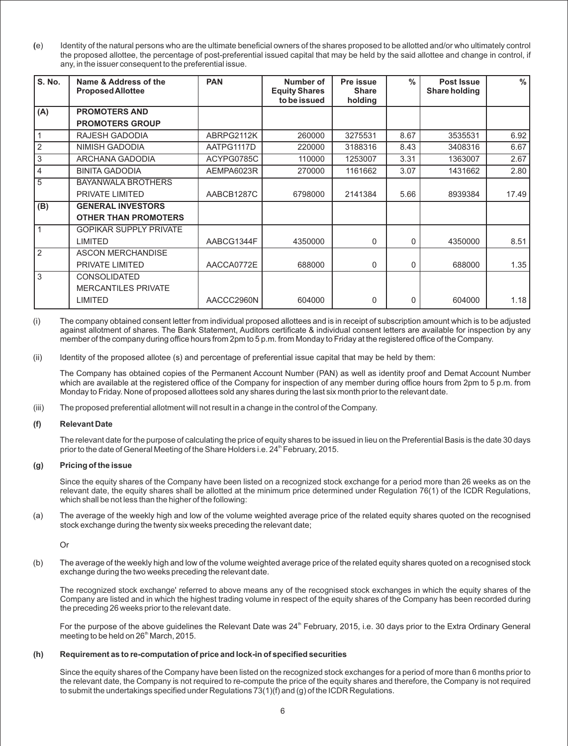(e) Identity of the natural persons who are the ultimate beneficial owners of the shares proposed to be allotted and/or who ultimately control the proposed allottee, the percentage of post-preferential issued capital that may be held by the said allottee and change in control, if any, in the issuer consequent to the preferential issue.

| S. No. | Name & Address of the Proposed Allottee | PAN | Number of Equity Shares to be issued | Pre issue Share holding | % | Post Issue Share holding | % |
|---|---|---|---|---|---|---|---|
| (A) | PROMOTERS AND PROMOTERS GROUP | | | | | | |
| 1 | RAJESH GADODIA | ABRPG2112K | 260000 | 3275531 | 8.67 | 3535531 | 6.92 |
| 2 | NIMISH GADODIA | AATPG1117D | 220000 | 3188316 | 8.43 | 3408316 | 6.67 |
| 3 | ARCHANA GADODIA | ACYPG0785C | 110000 | 1253007 | 3.31 | 1363007 | 2.67 |
| 4 | BINITA GADODIA | AEMPA6023R | 270000 | 1161662 | 3.07 | 1431662 | 2.80 |
| 5 | BAYANWALA BROTHERS PRIVATE LIMITED | AABCB1287C | 6798000 | 2141384 | 5.66 | 8939384 | 17.49 |
| (B) | GENERAL INVESTORS OTHER THAN PROMOTERS | | | | | | |
| 1 | GOPIKAR SUPPLY PRIVATE LIMITED | AABCG1344F | 4350000 | 0 | 0 | 4350000 | 8.51 |
| 2 | ASCON MERCHANDISE PRIVATE LIMITED | AACCA0772E | 688000 | 0 | 0 | 688000 | 1.35 |
| 3 | CONSOLIDATED MERCANTILES PRIVATE LIMITED | AACCC2960N | 604000 | 0 | 0 | 604000 | 1.18 |

(i) The company obtained consent letter from individual proposed allottees and is in receipt of subscription amount which is to be adjusted against allotment of shares. The Bank Statement, Auditors certificate & individual consent letters are available for inspection by any member of the company during office hours from 2pm to 5 p.m. from Monday to Friday at the registered office of the Company.

(ii) Identity of the proposed allotee (s) and percentage of preferential issue capital that may be held by them:

The Company has obtained copies of the Permanent Account Number (PAN) as well as identity proof and Demat Account Number which are available at the registered office of the Company for inspection of any member during office hours from 2pm to 5 p.m. from Monday to Friday. None of proposed allottees sold any shares during the last six month prior to the relevant date.

(iii) The proposed preferential allotment will not result in a change in the control of the Company.

**(f) Relevant Date**

The relevant date for the purpose of calculating the price of equity shares to be issued in lieu on the Preferential Basis is the date 30 days prior to the date of General Meeting of the Share Holders i.e. 24th February, 2015.

**(g) Pricing of the issue**

Since the equity shares of the Company have been listed on a recognized stock exchange for a period more than 26 weeks as on the relevant date, the equity shares shall be allotted at the minimum price determined under Regulation 76(1) of the ICDR Regulations, which shall be not less than the higher of the following:

(a) The average of the weekly high and low of the volume weighted average price of the related equity shares quoted on the recognised stock exchange during the twenty six weeks preceding the relevant date;

Or

(b) The average of the weekly high and low of the volume weighted average price of the related equity shares quoted on a recognised stock exchange during the two weeks preceding the relevant date.

The recognized stock exchange' referred to above means any of the recognised stock exchanges in which the equity shares of the Company are listed and in which the highest trading volume in respect of the equity shares of the Company has been recorded during the preceding 26 weeks prior to the relevant date.

For the purpose of the above guidelines the Relevant Date was 24th February, 2015, i.e. 30 days prior to the Extra Ordinary General meeting to be held on 26th March, 2015.

**(h) Requirement as to re-computation of price and lock-in of specified securities**

Since the equity shares of the Company have been listed on the recognized stock exchanges for a period of more than 6 months prior to the relevant date, the Company is not required to re-compute the price of the equity shares and therefore, the Company is not required to submit the undertakings specified under Regulations 73(1)(f) and (g) of the ICDR Regulations.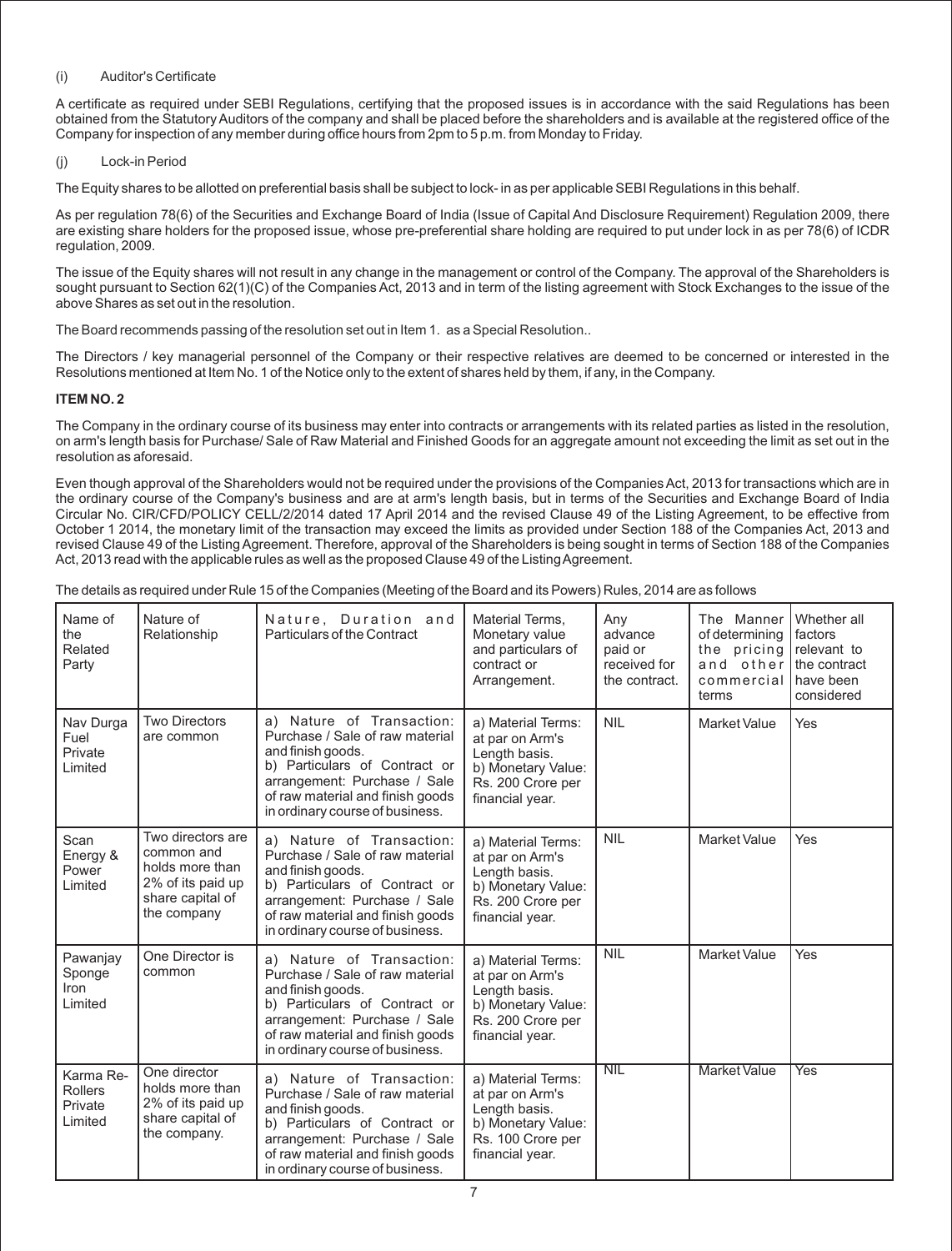(i) Auditor's Certificate

A certificate as required under SEBI Regulations, certifying that the proposed issues is in accordance with the said Regulations has been obtained from the Statutory Auditors of the company and shall be placed before the shareholders and is available at the registered office of the Company for inspection of any member during office hours from 2pm to 5 p.m. from Monday to Friday.

(j) Lock-in Period

The Equity shares to be allotted on preferential basis shall be subject to lock- in as per applicable SEBI Regulations in this behalf.

As per regulation 78(6) of the Securities and Exchange Board of India (Issue of Capital And Disclosure Requirement) Regulation 2009, there are existing share holders for the proposed issue, whose pre-preferential share holding are required to put under lock in as per 78(6) of ICDR regulation, 2009.

The issue of the Equity shares will not result in any change in the management or control of the Company. The approval of the Shareholders is sought pursuant to Section 62(1)(C) of the Companies Act, 2013 and in term of the listing agreement with Stock Exchanges to the issue of the above Shares as set out in the resolution.

The Board recommends passing of the resolution set out in Item 1. as a Special Resolution..

The Directors / key managerial personnel of the Company or their respective relatives are deemed to be concerned or interested in the Resolutions mentioned at Item No. 1 of the Notice only to the extent of shares held by them, if any, in the Company.

**ITEM NO. 2**

The Company in the ordinary course of its business may enter into contracts or arrangements with its related parties as listed in the resolution, on arm's length basis for Purchase/ Sale of Raw Material and Finished Goods for an aggregate amount not exceeding the limit as set out in the resolution as aforesaid.

Even though approval of the Shareholders would not be required under the provisions of the Companies Act, 2013 for transactions which are in the ordinary course of the Company's business and are at arm's length basis, but in terms of the Securities and Exchange Board of India Circular No. CIR/CFD/POLICY CELL/2/2014 dated 17 April 2014 and the revised Clause 49 of the Listing Agreement, to be effective from October 1 2014, the monetary limit of the transaction may exceed the limits as provided under Section 188 of the Companies Act, 2013 and revised Clause 49 of the Listing Agreement. Therefore, approval of the Shareholders is being sought in terms of Section 188 of the Companies Act, 2013 read with the applicable rules as well as the proposed Clause 49 of the Listing Agreement.

The details as required under Rule 15 of the Companies (Meeting of the Board and its Powers) Rules, 2014 are as follows

| Name of the Related Party | Nature of Relationship | Nature, Duration and Particulars of the Contract | Material Terms, Monetary value and particulars of contract or Arrangement. | Any advance paid or received for the contract. | The Manner of determining the pricing and other commercial terms | Whether all factors relevant to the contract have been considered |
|---|---|---|---|---|---|---|
| Nav Durga Fuel Private Limited | Two Directors are common | a) Nature of Transaction: Purchase / Sale of raw material and finish goods.<br>b) Particulars of Contract or arrangement: Purchase / Sale of raw material and finish goods in ordinary course of business. | a) Material Terms: at par on Arm's Length basis.<br>b) Monetary Value: Rs. 200 Crore per financial year. | NIL | Market Value | Yes |
| Scan Energy & Power Limited | Two directors are common and holds more than 2% of its paid up share capital of the company | a) Nature of Transaction: Purchase / Sale of raw material and finish goods.<br>b) Particulars of Contract or arrangement: Purchase / Sale of raw material and finish goods in ordinary course of business. | a) Material Terms: at par on Arm's Length basis.<br>b) Monetary Value: Rs. 200 Crore per financial year. | NIL | Market Value | Yes |
| Pawanjay Sponge Iron Limited | One Director is common | a) Nature of Transaction: Purchase / Sale of raw material and finish goods.<br>b) Particulars of Contract or arrangement: Purchase / Sale of raw material and finish goods in ordinary course of business. | a) Material Terms: at par on Arm's Length basis.<br>b) Monetary Value: Rs. 200 Crore per financial year. | NIL | Market Value | Yes |
| Karma Re-Rollers Private Limited | One director holds more than 2% of its paid up share capital of the company. | a) Nature of Transaction: Purchase / Sale of raw material and finish goods.<br>b) Particulars of Contract or arrangement: Purchase / Sale of raw material and finish goods in ordinary course of business. | a) Material Terms: at par on Arm's Length basis.<br>b) Monetary Value: Rs. 100 Crore per financial year. | NIL | Market Value | Yes |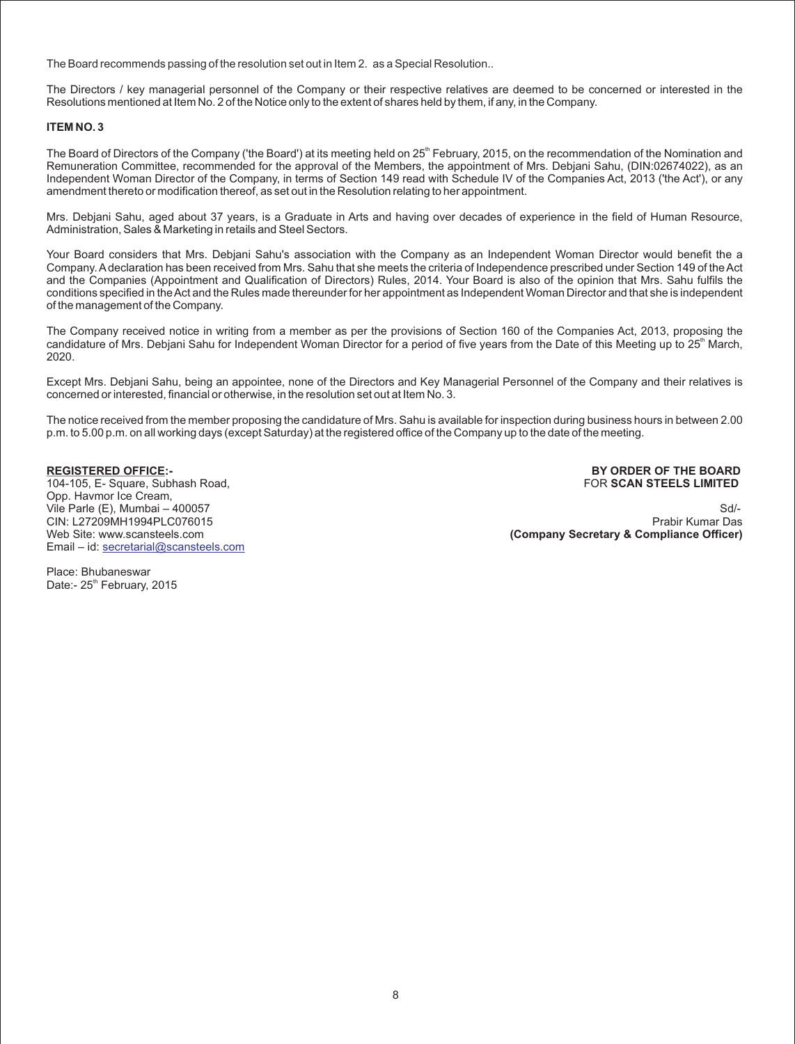The Board recommends passing of the resolution set out in Item 2. as a Special Resolution..

The Directors / key managerial personnel of the Company or their respective relatives are deemed to be concerned or interested in the Resolutions mentioned at Item No. 2 of the Notice only to the extent of shares held by them, if any, in the Company.

**ITEM NO. 3**

The Board of Directors of the Company ('the Board') at its meeting held on 25th February, 2015, on the recommendation of the Nomination and Remuneration Committee, recommended for the approval of the Members, the appointment of Mrs. Debjani Sahu, (DIN:02674022), as an Independent Woman Director of the Company, in terms of Section 149 read with Schedule IV of the Companies Act, 2013 ('the Act'), or any amendment thereto or modification thereof, as set out in the Resolution relating to her appointment.

Mrs. Debjani Sahu, aged about 37 years, is a Graduate in Arts and having over decades of experience in the field of Human Resource, Administration, Sales & Marketing in retails and Steel Sectors.

Your Board considers that Mrs. Debjani Sahu's association with the Company as an Independent Woman Director would benefit the a Company. A declaration has been received from Mrs. Sahu that she meets the criteria of Independence prescribed under Section 149 of the Act and the Companies (Appointment and Qualification of Directors) Rules, 2014. Your Board is also of the opinion that Mrs. Sahu fulfils the conditions specified in the Act and the Rules made thereunder for her appointment as Independent Woman Director and that she is independent of the management of the Company.

The Company received notice in writing from a member as per the provisions of Section 160 of the Companies Act, 2013, proposing the candidature of Mrs. Debjani Sahu for Independent Woman Director for a period of five years from the Date of this Meeting up to 25th March, 2020.

Except Mrs. Debjani Sahu, being an appointee, none of the Directors and Key Managerial Personnel of the Company and their relatives is concerned or interested, financial or otherwise, in the resolution set out at Item No. 3.

The notice received from the member proposing the candidature of Mrs. Sahu is available for inspection during business hours in between 2.00 p.m. to 5.00 p.m. on all working days (except Saturday) at the registered office of the Company up to the date of the meeting.

**REGISTERED OFFICE:-**
104-105, E- Square, Subhash Road,
Opp. Havmor Ice Cream,
Vile Parle (E), Mumbai – 400057
CIN: L27209MH1994PLC076015
Web Site: www.scansteels.com
Email – id: secretarial@scansteels.com

**BY ORDER OF THE BOARD**
FOR **SCAN STEELS LIMITED**

Sd/-
Prabir Kumar Das
**(Company Secretary & Compliance Officer)**

Place: Bhubaneswar
Date:- 25th February, 2015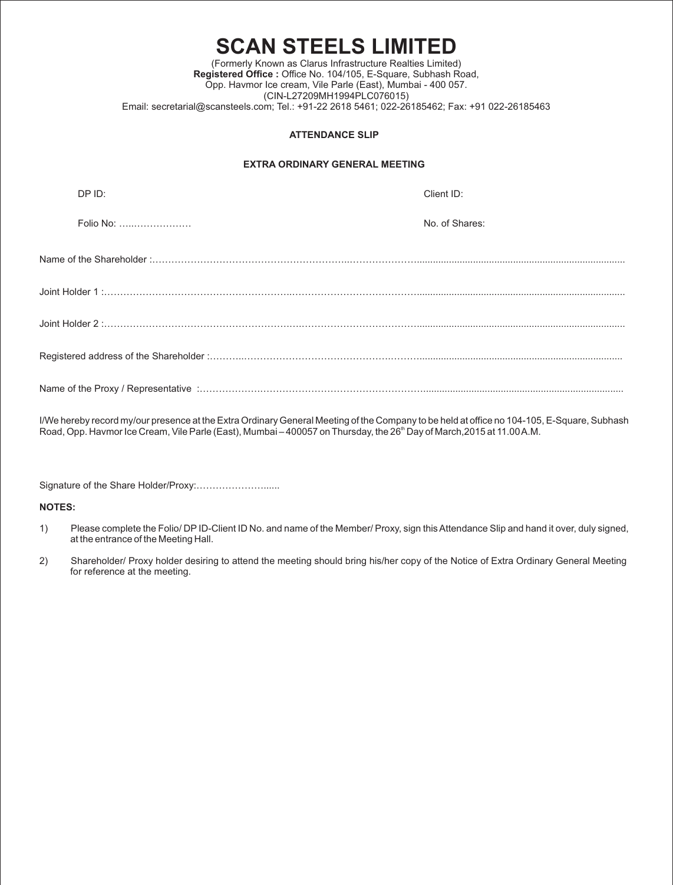# SCAN STEELS LIMITED

(Formerly Known as Clarus Infrastructure Realties Limited)
**Registered Office :** Office No. 104/105, E-Square, Subhash Road,
Opp. Havmor Ice cream, Vile Parle (East), Mumbai - 400 057.
(CIN-L27209MH1994PLC076015)
Email: secretarial@scansteels.com; Tel.: +91-22 2618 5461; 022-26185462; Fax: +91 022-26185463

**ATTENDANCE SLIP**

**EXTRA ORDINARY GENERAL MEETING**

DP ID: Client ID:

Folio No: …..……………… No. of Shares:

Name of the Shareholder :……………………………………………………..……………………...........................................................................

Joint Holder 1 :……………………………………………………..……………………………………...........................................................................

Joint Holder 2 :……………………………………………………….………………………………...........................................................................

Registered address of the Shareholder :………..……………………………………….……..........................................................................

Name of the Proxy / Representative :……………….………………………………………………........................................................................

I/We hereby record my/our presence at the Extra Ordinary General Meeting of the Company to be held at office no 104-105, E-Square, Subhash Road, Opp. Havmor Ice Cream, Vile Parle (East), Mumbai – 400057 on Thursday, the 26th Day of March,2015 at 11.00 A.M.

Signature of the Share Holder/Proxy:…………………......

**NOTES:**

1) Please complete the Folio/ DP ID-Client ID No. and name of the Member/ Proxy, sign this Attendance Slip and hand it over, duly signed, at the entrance of the Meeting Hall.

2) Shareholder/ Proxy holder desiring to attend the meeting should bring his/her copy of the Notice of Extra Ordinary General Meeting for reference at the meeting.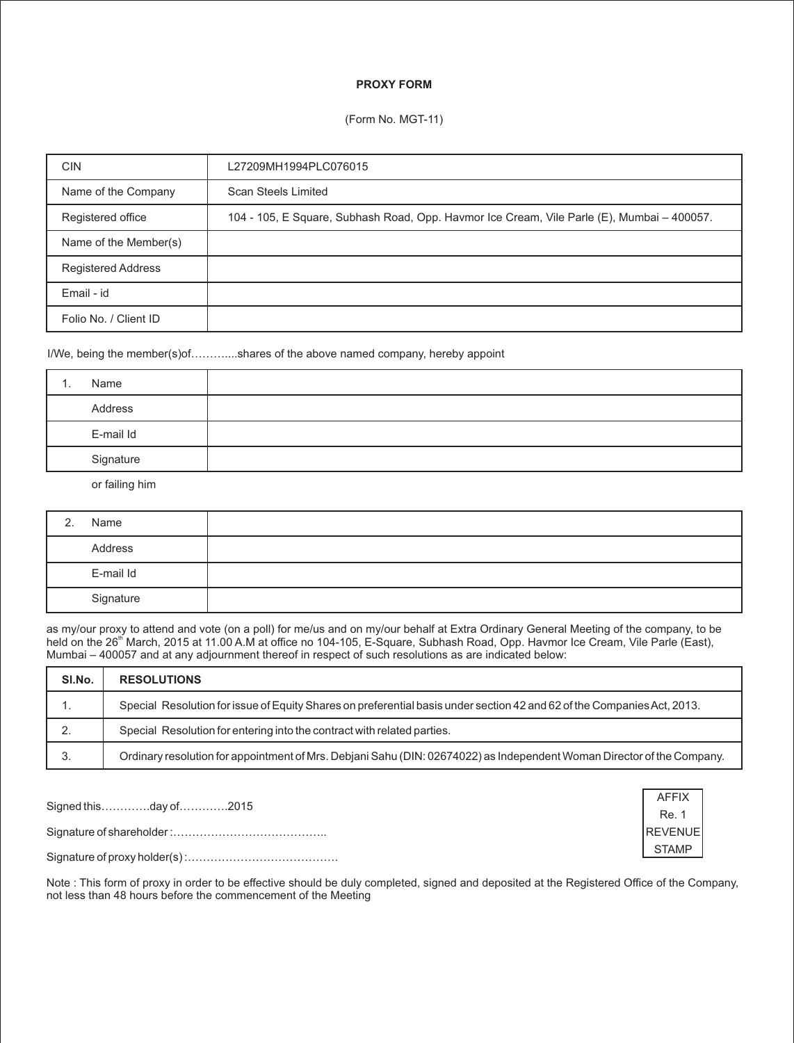**PROXY FORM**

(Form No. MGT-11)

| | |
|---|---|
| CIN | L27209MH1994PLC076015 |
| Name of the Company | Scan Steels Limited |
| Registered office | 104 - 105, E Square, Subhash Road, Opp. Havmor Ice Cream, Vile Parle (E), Mumbai – 400057. |
| Name of the Member(s) | |
| Registered Address | |
| Email - id | |
| Folio No. / Client ID | |

I/We, being the member(s)of………....shares of the above named company, hereby appoint

| | |
|---|---|
| 1. Name | |
| Address | |
| E-mail Id | |
| Signature | |

or failing him

| | |
|---|---|
| 2. Name | |
| Address | |
| E-mail Id | |
| Signature | |

as my/our proxy to attend and vote (on a poll) for me/us and on my/our behalf at Extra Ordinary General Meeting of the company, to be held on the 26th March, 2015 at 11.00 A.M at office no 104-105, E-Square, Subhash Road, Opp. Havmor Ice Cream, Vile Parle (East), Mumbai – 400057 and at any adjournment thereof in respect of such resolutions as are indicated below:

| Sl.No. | RESOLUTIONS |
|---|---|
| 1. | Special Resolution for issue of Equity Shares on preferential basis under section 42 and 62 of the Companies Act, 2013. |
| 2. | Special Resolution for entering into the contract with related parties. |
| 3. | Ordinary resolution for appointment of Mrs. Debjani Sahu (DIN: 02674022) as Independent Woman Director of the Company. |

Signed this………….day of………….2015

Signature of shareholder :…………………………………..

Signature of proxy holder(s) :………………………………….

AFFIX Re. 1 REVENUE STAMP

Note : This form of proxy in order to be effective should be duly completed, signed and deposited at the Registered Office of the Company, not less than 48 hours before the commencement of the Meeting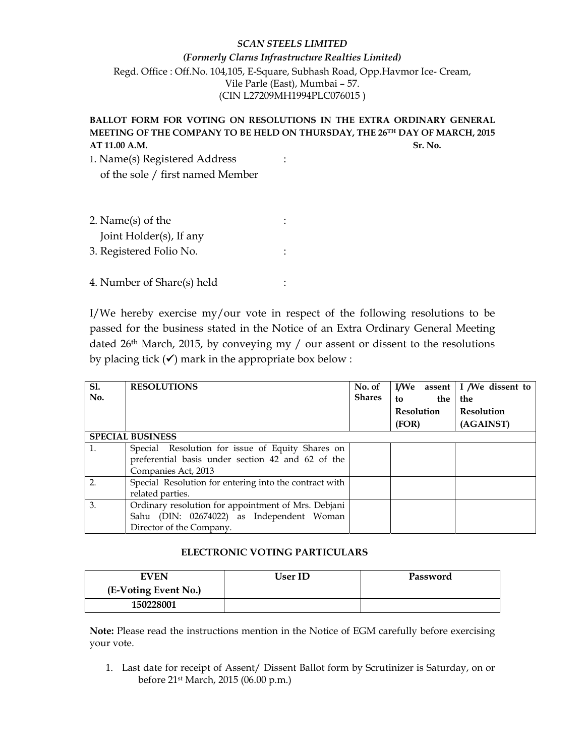*SCAN STEELS LIMITED*

*(Formerly Clarus Infrastructure Realties Limited)*

Regd. Office : Off.No. 104,105, E-Square, Subhash Road, Opp.Havmor Ice- Cream, Vile Parle (East), Mumbai – 57.

(CIN L27209MH1994PLC076015 )

**BALLOT FORM FOR VOTING ON RESOLUTIONS IN THE EXTRA ORDINARY GENERAL MEETING OF THE COMPANY TO BE HELD ON THURSDAY, THE 26TH DAY OF MARCH, 2015 AT 11.00 A.M.** **Sr. No.**

1. Name(s) Registered Address of the sole / first named Member :

2. Name(s) of the Joint Holder(s), If any :

3. Registered Folio No. :

4. Number of Share(s) held :

I/We hereby exercise my/our vote in respect of the following resolutions to be passed for the business stated in the Notice of an Extra Ordinary General Meeting dated 26th March, 2015, by conveying my / our assent or dissent to the resolutions by placing tick (✔) mark in the appropriate box below :

| Sl. No. | RESOLUTIONS | No. of Shares | I/We assent to the Resolution (FOR) | I /We dissent to the Resolution (AGAINST) |
|---|---|---|---|---|
| **SPECIAL BUSINESS** | | | | |
| 1. | Special Resolution for issue of Equity Shares on preferential basis under section 42 and 62 of the Companies Act, 2013 | | | |
| 2. | Special Resolution for entering into the contract with related parties. | | | |
| 3. | Ordinary resolution for appointment of Mrs. Debjani Sahu (DIN: 02674022) as Independent Woman Director of the Company. | | | |

**ELECTRONIC VOTING PARTICULARS**

| EVEN (E-Voting Event No.) | User ID | Password |
|---|---|---|
| 150228001 | | |

**Note:** Please read the instructions mention in the Notice of EGM carefully before exercising your vote.

1. Last date for receipt of Assent/ Dissent Ballot form by Scrutinizer is Saturday, on or before 21st March, 2015 (06.00 p.m.)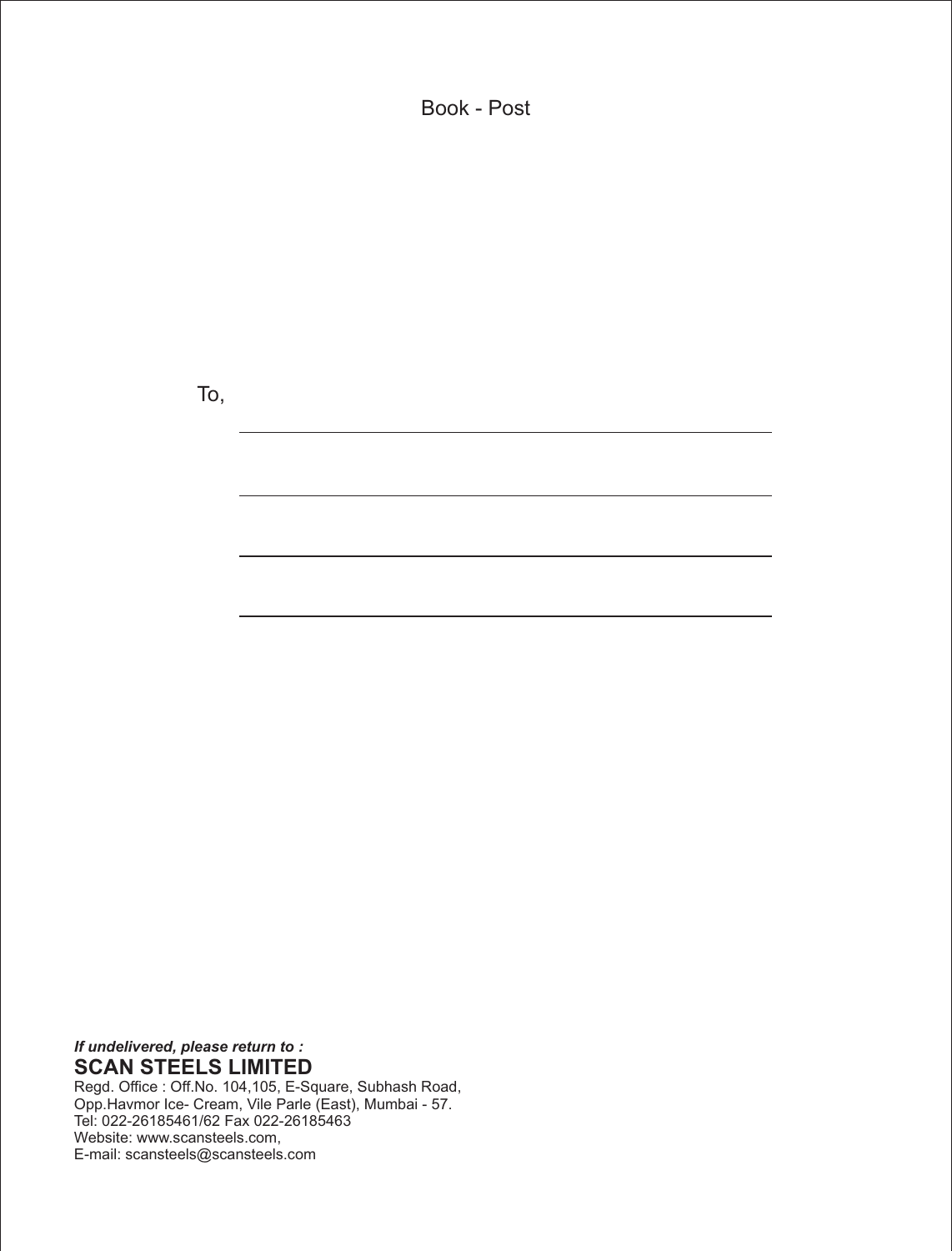Book - Post

To,

________________________________________

________________________________________

________________________________________

________________________________________

***If undelivered, please return to :***

**SCAN STEELS LIMITED**

Regd. Office : Off.No. 104,105, E-Square, Subhash Road,
Opp.Havmor Ice- Cream, Vile Parle (East), Mumbai - 57.
Tel: 022-26185461/62 Fax 022-26185463
Website: www.scansteels.com,
E-mail: scansteels@scansteels.com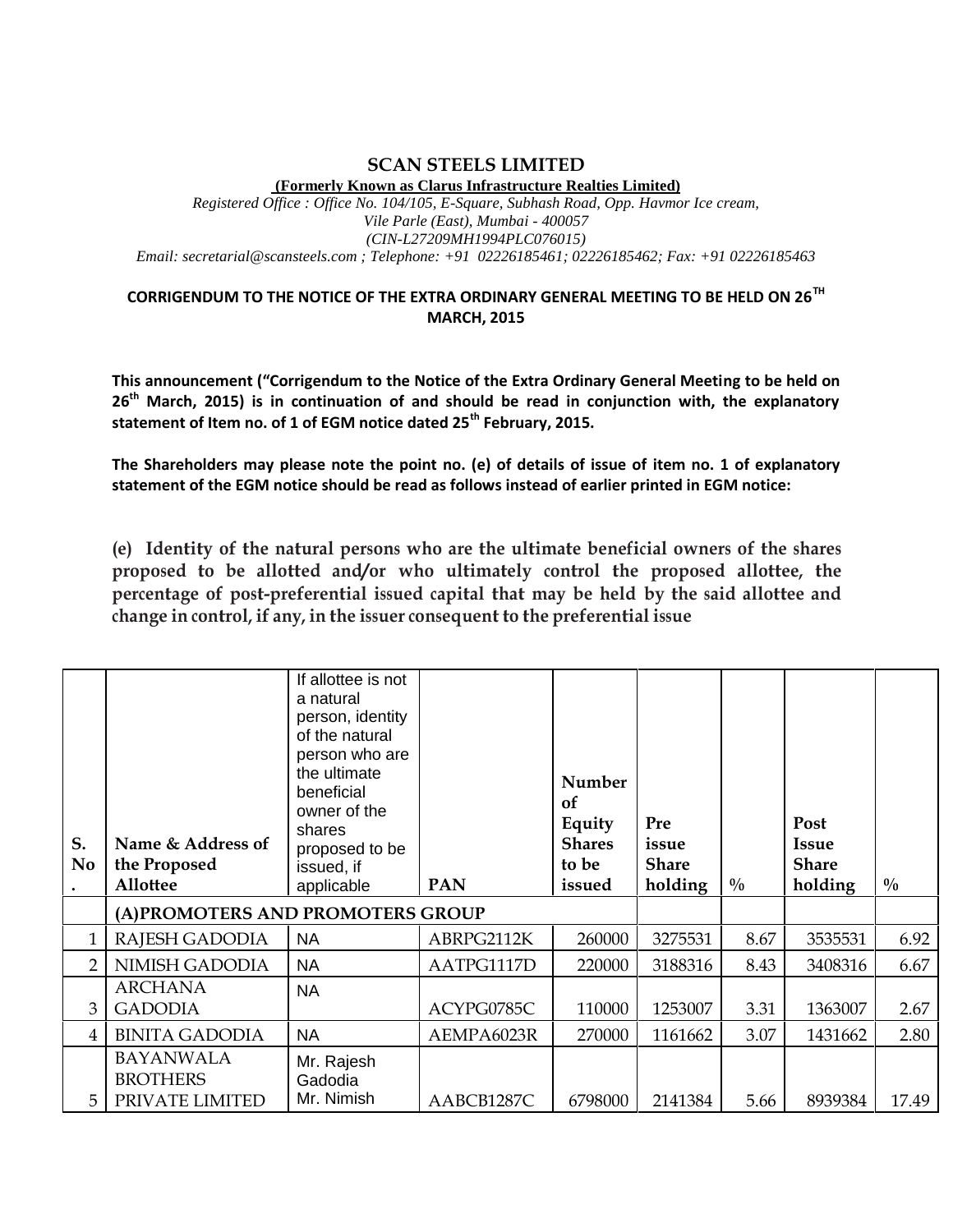# SCAN STEELS LIMITED

**(Formerly Known as Clarus Infrastructure Realties Limited)**

*Registered Office : Office No. 104/105, E-Square, Subhash Road, Opp. Havmor Ice cream, Vile Parle (East), Mumbai - 400057*

*(CIN-L27209MH1994PLC076015)*

*Email: secretarial@scansteels.com ; Telephone: +91 02226185461; 02226185462; Fax: +91 02226185463*

## CORRIGENDUM TO THE NOTICE OF THE EXTRA ORDINARY GENERAL MEETING TO BE HELD ON 26TH MARCH, 2015

**This announcement ("Corrigendum to the Notice of the Extra Ordinary General Meeting to be held on 26th March, 2015) is in continuation of and should be read in conjunction with, the explanatory statement of Item no. of 1 of EGM notice dated 25th February, 2015.**

**The Shareholders may please note the point no. (e) of details of issue of item no. 1 of explanatory statement of the EGM notice should be read as follows instead of earlier printed in EGM notice:**

**(e) Identity of the natural persons who are the ultimate beneficial owners of the shares proposed to be allotted and/or who ultimately control the proposed allottee, the percentage of post-preferential issued capital that may be held by the said allottee and change in control, if any, in the issuer consequent to the preferential issue**

| S. No. | Name & Address of the Proposed Allottee | If allottee is not a natural person, identity of the natural person who are the ultimate beneficial owner of the shares proposed to be issued, if applicable | PAN | Number of Equity Shares to be issued | Pre issue Share holding | % | Post Issue Share holding | % |
|---|---|---|---|---|---|---|---|---|
| | (A)PROMOTERS AND PROMOTERS GROUP | | | | | | | |
| 1 | RAJESH GADODIA | NA | ABRPG2112K | 260000 | 3275531 | 8.67 | 3535531 | 6.92 |
| 2 | NIMISH GADODIA | NA | AATPG1117D | 220000 | 3188316 | 8.43 | 3408316 | 6.67 |
| 3 | ARCHANA GADODIA | NA | ACYPG0785C | 110000 | 1253007 | 3.31 | 1363007 | 2.67 |
| 4 | BINITA GADODIA | NA | AEMPA6023R | 270000 | 1161662 | 3.07 | 1431662 | 2.80 |
| 5 | BAYANWALA BROTHERS PRIVATE LIMITED | Mr. Rajesh Gadodia Mr. Nimish | AABCB1287C | 6798000 | 2141384 | 5.66 | 8939384 | 17.49 |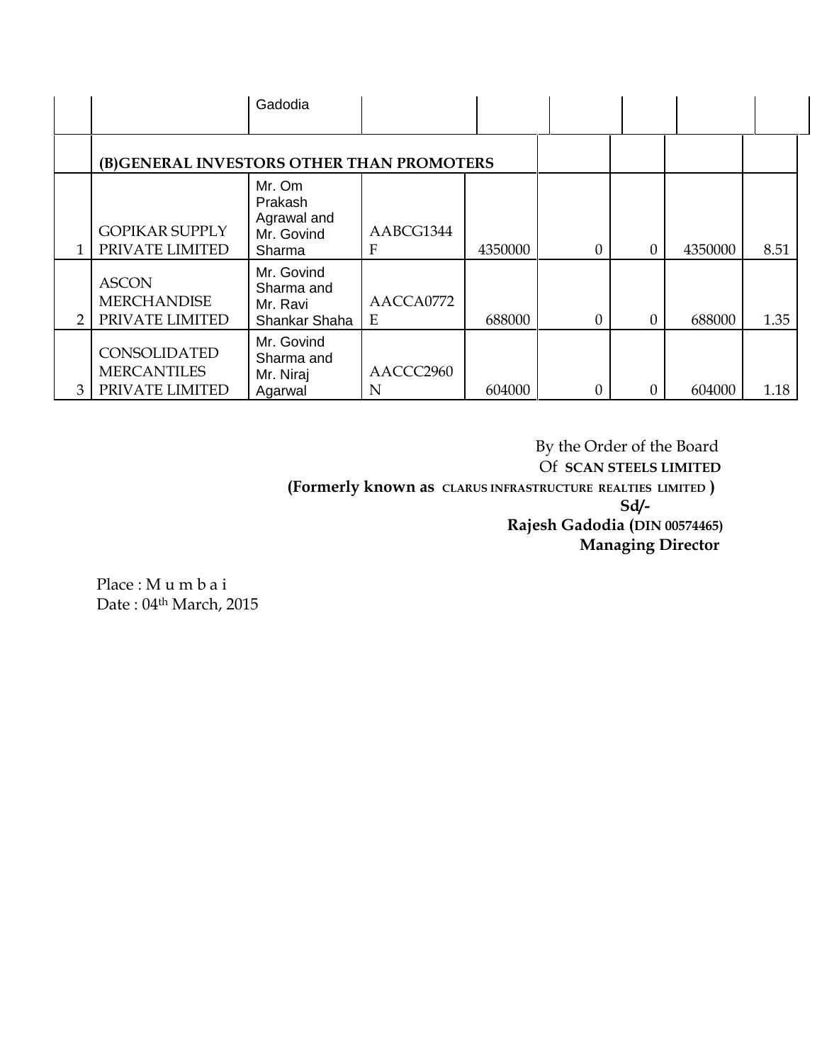| | | | | | | | | |
|---|---|---|---|---|---|---|---|---|
| | | Gadodia | | | | | | |
| | **(B)GENERAL INVESTORS OTHER THAN PROMOTERS** | | | | | | | |
| 1 | GOPIKAR SUPPLY PRIVATE LIMITED | Mr. Om Prakash Agrawal and Mr. Govind Sharma | AABCG1344F | 4350000 | 0 | 0 | 4350000 | 8.51 |
| 2 | ASCON MERCHANDISE PRIVATE LIMITED | Mr. Govind Sharma and Mr. Ravi Shankar Shaha | AACCA0772E | 688000 | 0 | 0 | 688000 | 1.35 |
| 3 | CONSOLIDATED MERCANTILES PRIVATE LIMITED | Mr. Govind Sharma and Mr. Niraj Agarwal | AACCC2960N | 604000 | 0 | 0 | 604000 | 1.18 |

By the Order of the Board
Of **SCAN STEELS LIMITED**
**(Formerly known as CLARUS INFRASTRUCTURE REALTIES LIMITED )**
**Sd/-**
**Rajesh Gadodia (DIN 00574465)**
**Managing Director**

Place : M u m b a i
Date : 04th March, 2015